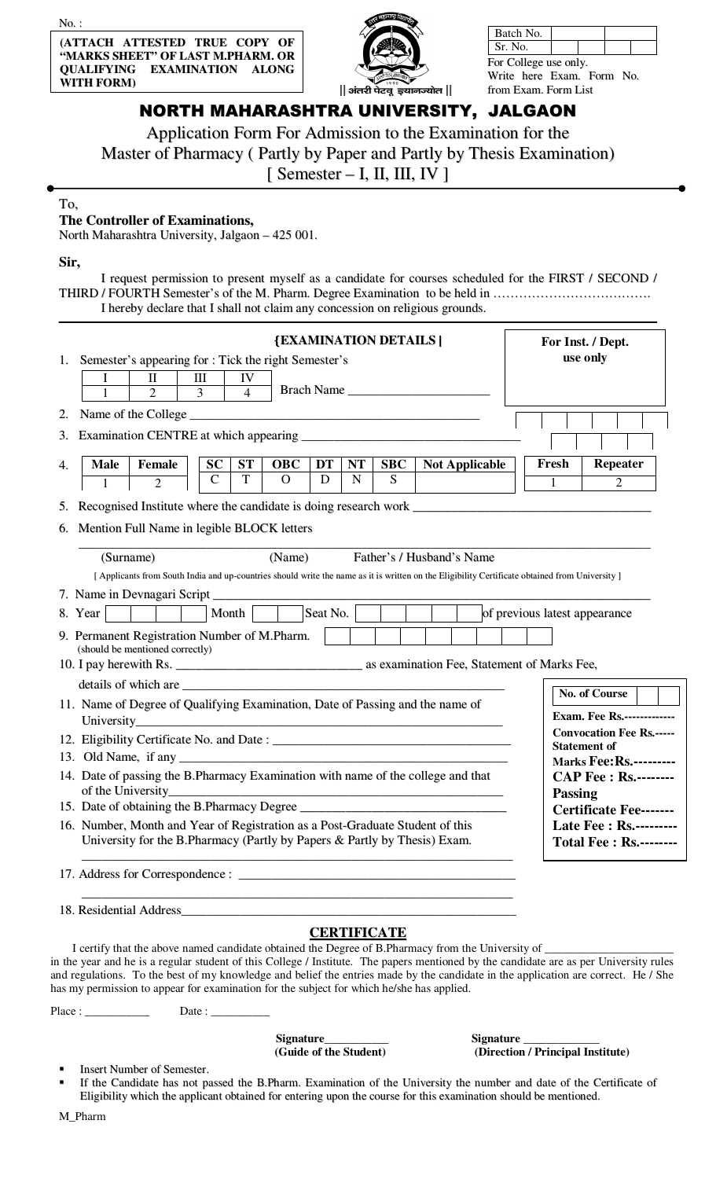No. :

**(ATTACH ATTESTED TRUE COPY OF "MARKS SHEET" OF LAST M.PHARM. OR QUALIFYING EXAMINATION ALONG WITH FORM)**

|| अंतरी पेटवू ज्ञानज्योत ||

| Batch No. | | | |
|---|---|---|---|
| Sr. No. | | | |

For College use only.
Write here Exam. Form No. from Exam. Form List

# NORTH MAHARASHTRA UNIVERSITY, JALGAON

## Application Form For Admission to the Examination for the Master of Pharmacy ( Partly by Paper and Partly by Thesis Examination) [ Semester – I, II, III, IV ]

To,
**The Controller of Examinations,**
North Maharashtra University, Jalgaon – 425 001.

**Sir,**

I request permission to present myself as a candidate for courses scheduled for the FIRST / SECOND / THIRD / FOURTH Semester's of the M. Pharm. Degree Examination to be held in ……………………………….
I hereby declare that I shall not claim any concession on religious grounds.

**{EXAMINATION DETAILS |**

**For Inst. / Dept. use only**

1. Semester's appearing for : Tick the right Semester's

| I | II | III | IV |
|---|---|---|---|
| 1 | 2 | 3 | 4 |

Brach Name ______________________

2. Name of the College ______________________________________________
3. Examination CENTRE at which appearing ________________________________
4.

| Male | Female | SC | ST | OBC | DT | NT | SBC | Not Applicable | Fresh | Repeater |
|---|---|---|---|---|---|---|---|---|---|---|
| 1 | 2 | C | T | O | D | N | S | | 1 | 2 |

5. Recognised Institute where the candidate is doing research work ______________________________
6. Mention Full Name in legible BLOCK letters

______________________________________________________________________

(Surname) (Name) Father's / Husband's Name

[ Applicants from South India and up-countries should write the name as it is written on the Eligibility Certificate obtained from University ]

7. Name in Devnagari Script ______________________________________________
8. Year [ ] Month [ ] Seat No. [ ] of previous latest appearance
9. Permanent Registration Number of M.Pharm. [ ]
(should be mentioned correctly)
10. I pay herewith Rs. ___________________________ as examination Fee, Statement of Marks Fee,
details of which are ______________________________________________
11. Name of Degree of Qualifying Examination, Date of Passing and the name of University______________________________________________
12. Eligibility Certificate No. and Date : ____________________________________
13. Old Name, if any ______________________________________________
14. Date of passing the B.Pharmacy Examination with name of the college and that of the University______________________________________________
15. Date of obtaining the B.Pharmacy Degree _______________________________
16. Number, Month and Year of Registration as a Post-Graduate Student of this University for the B.Pharmacy (Partly by Papers & Partly by Thesis) Exam.
______________________________________________
17. Address for Correspondence : ____________________________________________
______________________________________________
18. Residential Address______________________________________________

**No. of Course** [ ]
**Exam. Fee Rs.-------------**
**Convocation Fee Rs.-----**
**Statement of Marks Fee:Rs.---------**
**CAP Fee : Rs.--------**
**Passing Certificate Fee-------**
**Late Fee : Rs.---------**
**Total Fee : Rs.--------**

## CERTIFICATE

I certify that the above named candidate obtained the Degree of B.Pharmacy from the University of _____________________ in the year and he is a regular student of this College / Institute. The papers mentioned by the candidate are as per University rules and regulations. To the best of my knowledge and belief the entries made by the candidate in the application are correct. He / She has my permission to appear for examination for the subject for which he/she has applied.

Place : ___________ Date : __________

**Signature__________**
**(Guide of the Student)**

**Signature ____________**
**(Direction / Principal Institute)**

- Insert Number of Semester.
- If the Candidate has not passed the B.Pharm. Examination of the University the number and date of the Certificate of Eligibility which the applicant obtained for entering upon the course for this examination should be mentioned.

M_Pharm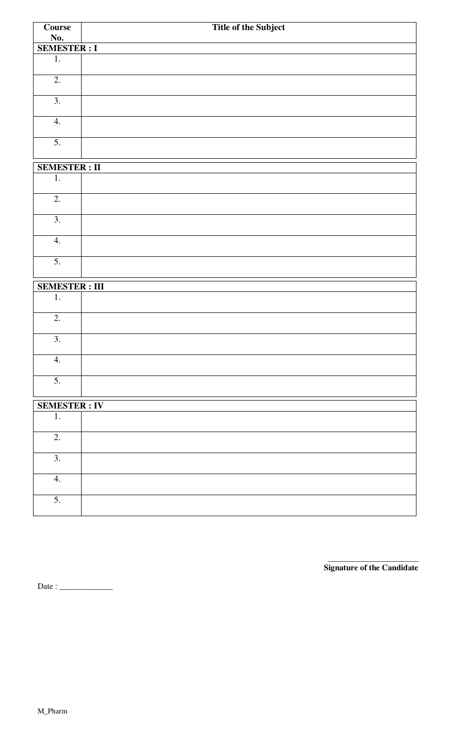| Course No. | Title of the Subject |
|---|---|
| **SEMESTER : I** | |
| 1. | |
| 2. | |
| 3. | |
| 4. | |
| 5. | |
| **SEMESTER : II** | |
| 1. | |
| 2. | |
| 3. | |
| 4. | |
| 5. | |
| **SEMESTER : III** | |
| 1. | |
| 2. | |
| 3. | |
| 4. | |
| 5. | |
| **SEMESTER : IV** | |
| 1. | |
| 2. | |
| 3. | |
| 4. | |
| 5. | |

______________________
**Signature of the Candidate**

Date : _____________

M_Pharm